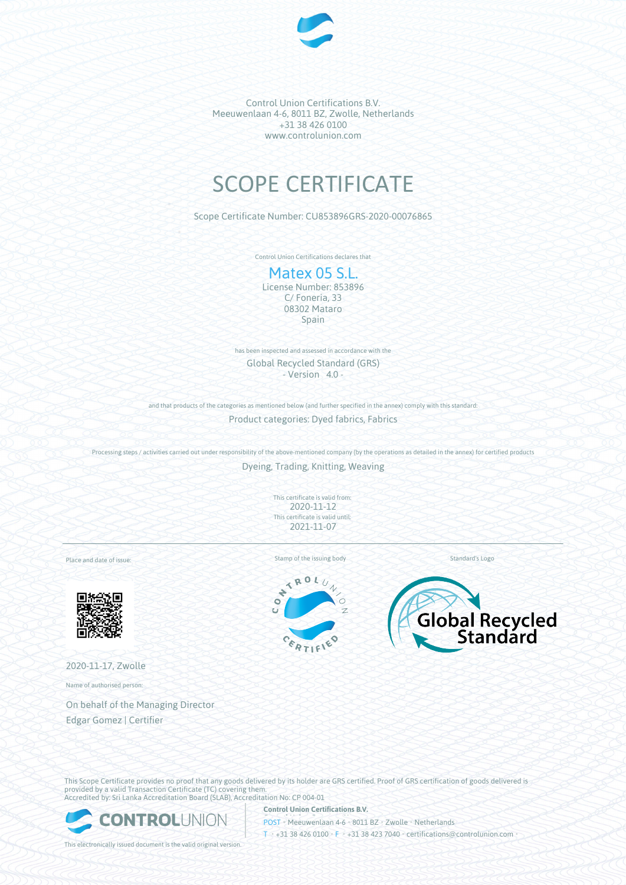Control Union Certifications B.V.
Meeuwenlaan 4-6, 8011 BZ, Zwolle, Netherlands
+31 38 426 0100
www.controlunion.com

# SCOPE CERTIFICATE

Scope Certificate Number: CU853896GRS-2020-00076865

Control Union Certifications declares that

## Matex 05 S.L.

License Number: 853896
C/ Foneria, 33
08302 Mataro
Spain

has been inspected and assessed in accordance with the

Global Recycled Standard (GRS)
- Version 4.0 -

and that products of the categories as mentioned below (and further specified in the annex) comply with this standard:

Product categories: Dyed fabrics, Fabrics

Processing steps / activities carried out under responsibility of the above-mentioned company (by the operations as detailed in the annex) for certified products

Dyeing, Trading, Knitting, Weaving

This certificate is valid from:
2020-11-12
This certificate is valid until:
2021-11-07

Place and date of issue:

2020-11-17, Zwolle

Name of authorised person:

On behalf of the Managing Director
Edgar Gomez | Certifier

Stamp of the issuing body

Standard's Logo

This Scope Certificate provides no proof that any goods delivered by its holder are GRS certified. Proof of GRS certification of goods delivered is provided by a valid Transaction Certificate (TC) covering them.
Accredited by: Sri Lanka Accreditation Board (SLAB), Accreditation No: CP 004-01

**Control Union Certifications B.V.**
POST • Meeuwenlaan 4-6 • 8011 BZ • Zwolle • Netherlands
T • +31 38 426 0100 • F • +31 38 423 7040 • certifications@controlunion.com

This electronically issued document is the valid original version.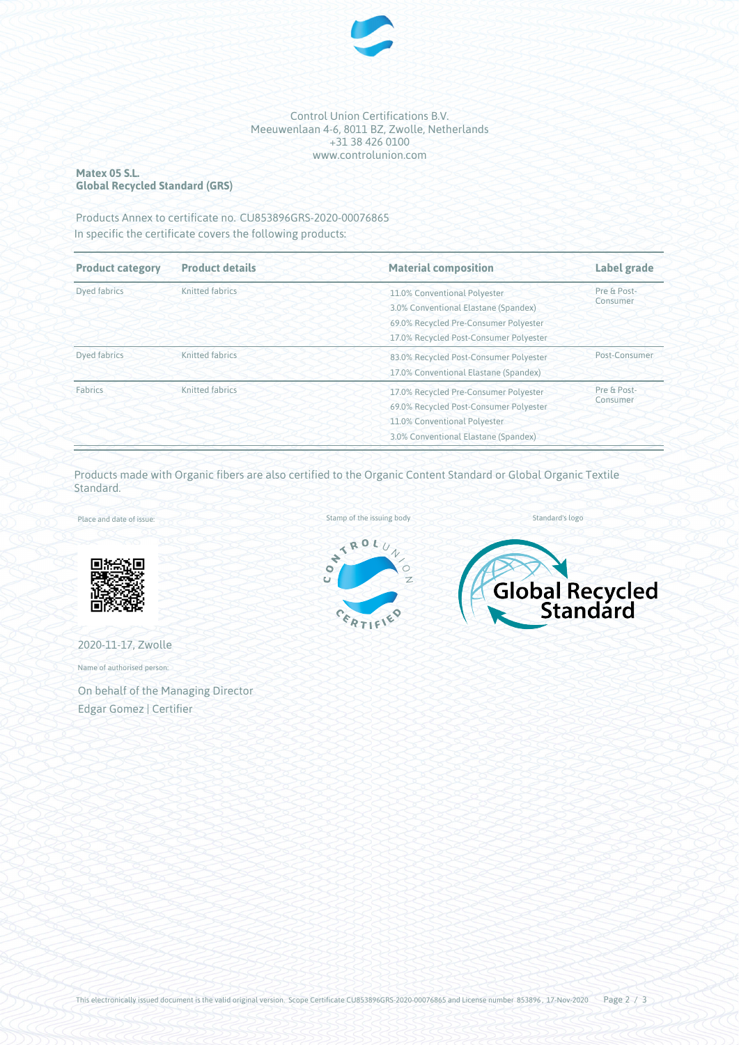Control Union Certifications B.V.
Meeuwenlaan 4-6, 8011 BZ, Zwolle, Netherlands
+31 38 426 0100
www.controlunion.com

**Matex 05 S.L.**
**Global Recycled Standard (GRS)**

Products Annex to certificate no. CU853896GRS-2020-00076865
In specific the certificate covers the following products:

| Product category | Product details | Material composition | Label grade |
|---|---|---|---|
| Dyed fabrics | Knitted fabrics | 11.0% Conventional Polyester<br>3.0% Conventional Elastane (Spandex)<br>69.0% Recycled Pre-Consumer Polyester<br>17.0% Recycled Post-Consumer Polyester | Pre & Post-Consumer |
| Dyed fabrics | Knitted fabrics | 83.0% Recycled Post-Consumer Polyester<br>17.0% Conventional Elastane (Spandex) | Post-Consumer |
| Fabrics | Knitted fabrics | 17.0% Recycled Pre-Consumer Polyester<br>69.0% Recycled Post-Consumer Polyester<br>11.0% Conventional Polyester<br>3.0% Conventional Elastane (Spandex) | Pre & Post-Consumer |

Products made with Organic fibers are also certified to the Organic Content Standard or Global Organic Textile Standard.

Place and date of issue:

2020-11-17, Zwolle

Stamp of the issuing body

Standard's logo

Name of authorised person:

On behalf of the Managing Director
Edgar Gomez | Certifier

This electronically issued document is the valid original version. Scope Certificate CU853896GRS-2020-00076865 and License number 853896, 17-Nov-2020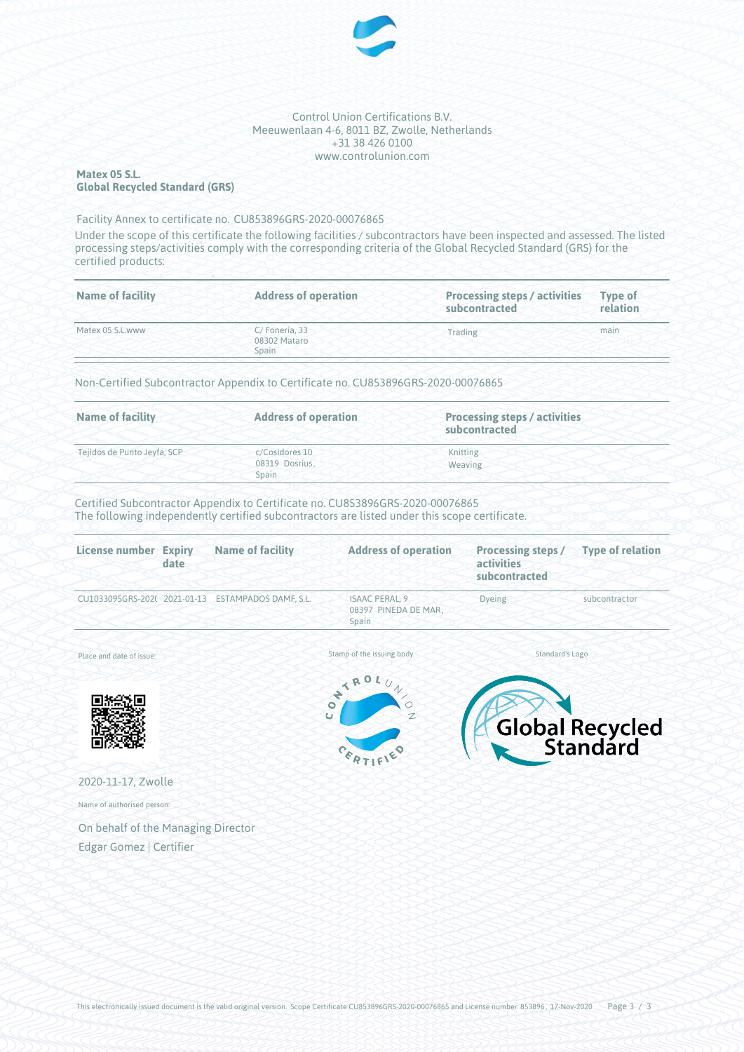Control Union Certifications B.V.
Meeuwenlaan 4-6, 8011 BZ, Zwolle, Netherlands
+31 38 426 0100
www.controlunion.com

**Matex 05 S.L.**
**Global Recycled Standard (GRS)**

Facility Annex to certificate no. CU853896GRS-2020-00076865

Under the scope of this certificate the following facilities / subcontractors have been inspected and assessed. The listed processing steps/activities comply with the corresponding criteria of the Global Recycled Standard (GRS) for the certified products:

| Name of facility | Address of operation | Processing steps / activities subcontracted | Type of relation |
|---|---|---|---|
| Matex 05 S.L.www | C/ Foneria, 33<br>08302 Mataro<br>Spain | Trading | main |

Non-Certified Subcontractor Appendix to Certificate no. CU853896GRS-2020-00076865

| Name of facility | Address of operation | Processing steps / activities subcontracted |
|---|---|---|
| Tejidos de Punto Jeyfa, SCP | c/Cosidores 10<br>08319 Dosrius,<br>Spain | Knitting<br>Weaving |

Certified Subcontractor Appendix to Certificate no. CU853896GRS-2020-00076865
The following independently certified subcontractors are listed under this scope certificate.

| License number | Expiry date | Name of facility | Address of operation | Processing steps / activities subcontracted | Type of relation |
|---|---|---|---|---|---|
| CU1033095GRS-202( | 2021-01-13 | ESTAMPADOS DAMF, S.L. | ISAAC PERAL, 9<br>08397 PINEDA DE MAR,<br>Spain | Dyeing | subcontractor |

Place and date of issue:

2020-11-17, Zwolle

Stamp of the issuing body

Standard's Logo

Name of authorised person:

On behalf of the Managing Director
Edgar Gomez | Certifier

This electronically issued document is the valid original version. Scope Certificate CU853896GRS-2020-00076865 and License number 853896, 17-Nov-2020